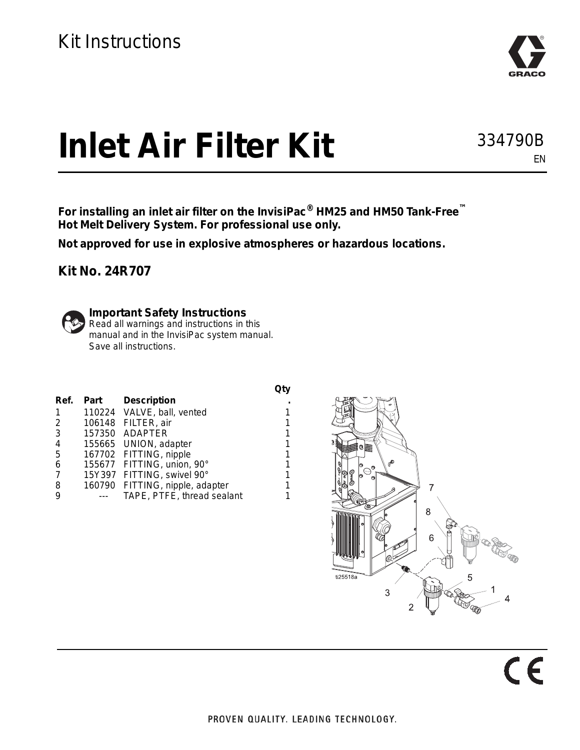Kit Instructions

# Inlet Air Filter Kit

334790B

EN

**For installing an inlet air filter on the InvisiPac® HM25 and HM50 Tank-Free™ Hot Melt Delivery System. For professional use only.**

**Not approved for use in explosive atmospheres or hazardous locations.**

**Kit No. 24R707**

**Important Safety Instructions**
Read all warnings and instructions in this manual and in the InvisiPac system manual. Save all instructions.

| Ref. | Part | Description | Qty. |
|---|---|---|---|
| 1 | 110224 | VALVE, ball, vented | 1 |
| 2 | 106148 | FILTER, air | 1 |
| 3 | 157350 | ADAPTER | 1 |
| 4 | 155665 | UNION, adapter | 1 |
| 5 | 167702 | FITTING, nipple | 1 |
| 6 | 155677 | FITTING, union, 90° | 1 |
| 7 | 15Y397 | FITTING, swivel 90° | 1 |
| 8 | 160790 | FITTING, nipple, adapter | 1 |
| 9 | --- | TAPE, PTFE, thread sealant | 1 |

ti25518a

PROVEN QUALITY. LEADING TECHNOLOGY.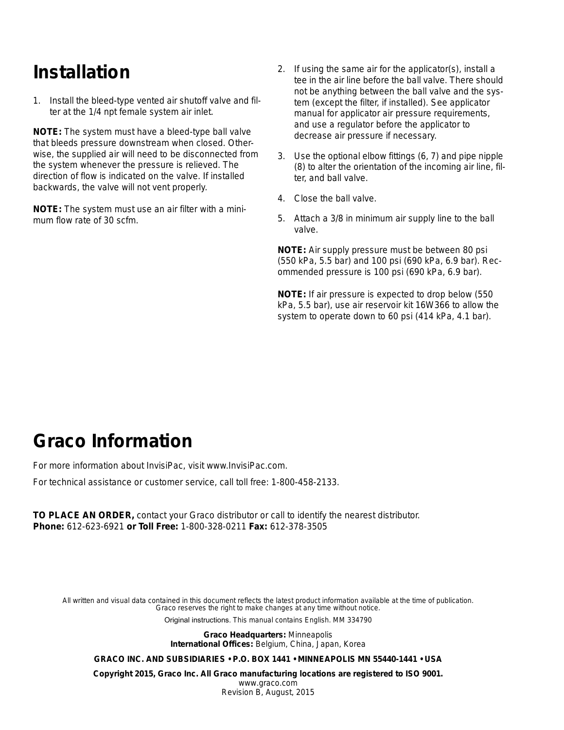# Installation

1. Install the bleed-type vented air shutoff valve and filter at the 1/4 npt female system air inlet.

**NOTE:** The system must have a bleed-type ball valve that bleeds pressure downstream when closed. Otherwise, the supplied air will need to be disconnected from the system whenever the pressure is relieved. The direction of flow is indicated on the valve. If installed backwards, the valve will not vent properly.

**NOTE:** The system must use an air filter with a minimum flow rate of 30 scfm.

2. If using the same air for the applicator(s), install a tee in the air line before the ball valve. There should not be anything between the ball valve and the system (except the filter, if installed). See applicator manual for applicator air pressure requirements, and use a regulator before the applicator to decrease air pressure if necessary.
3. Use the optional elbow fittings (6, 7) and pipe nipple (8) to alter the orientation of the incoming air line, filter, and ball valve.
4. Close the ball valve.
5. Attach a 3/8 in minimum air supply line to the ball valve.

**NOTE:** Air supply pressure must be between 80 psi (550 kPa, 5.5 bar) and 100 psi (690 kPa, 6.9 bar). Recommended pressure is 100 psi (690 kPa, 6.9 bar).

**NOTE:** If air pressure is expected to drop below (550 kPa, 5.5 bar), use air reservoir kit 16W366 to allow the system to operate down to 60 psi (414 kPa, 4.1 bar).

# Graco Information

For more information about InvisiPac, visit www.InvisiPac.com.

For technical assistance or customer service, call toll free: 1-800-458-2133.

**TO PLACE AN ORDER,** contact your Graco distributor or call to identify the nearest distributor.
**Phone:** 612-623-6921 **or Toll Free:** 1-800-328-0211 **Fax:** 612-378-3505

All written and visual data contained in this document reflects the latest product information available at the time of publication. Graco reserves the right to make changes at any time without notice.

Original instructions. This manual contains English. MM 334790

**Graco Headquarters:** Minneapolis
**International Offices:** Belgium, China, Japan, Korea

**GRACO INC. AND SUBSIDIARIES • P.O. BOX 1441 • MINNEAPOLIS MN 55440-1441 • USA**

**Copyright 2015, Graco Inc. All Graco manufacturing locations are registered to ISO 9001.**
www.graco.com
Revision B, August, 2015